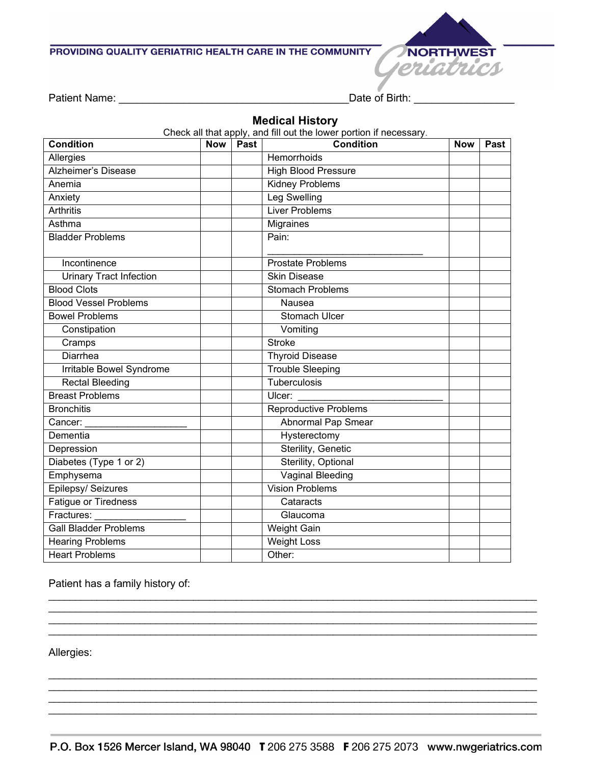PROVIDING QUALITY GERIATRIC HEALTH CARE IN THE COMMUNITY

NORTHWEST Geriatrics

Patient Name: ______________________________________Date of Birth: ________________

## Medical History

Check all that apply, and fill out the lower portion if necessary.

| Condition | Now | Past | Condition | Now | Past |
|---|---|---|---|---|---|
| Allergies | | | Hemorrhoids | | |
| Alzheimer's Disease | | | High Blood Pressure | | |
| Anemia | | | Kidney Problems | | |
| Anxiety | | | Leg Swelling | | |
| Arthritis | | | Liver Problems | | |
| Asthma | | | Migraines | | |
| Bladder Problems | | | Pain: ____________________________ | | |
| Incontinence | | | Prostate Problems | | |
| Urinary Tract Infection | | | Skin Disease | | |
| Blood Clots | | | Stomach Problems | | |
| Blood Vessel Problems | | | Nausea | | |
| Bowel Problems | | | Stomach Ulcer | | |
| Constipation | | | Vomiting | | |
| Cramps | | | Stroke | | |
| Diarrhea | | | Thyroid Disease | | |
| Irritable Bowel Syndrome | | | Trouble Sleeping | | |
| Rectal Bleeding | | | Tuberculosis | | |
| Breast Problems | | | Ulcer: __________________________ | | |
| Bronchitis | | | Reproductive Problems | | |
| Cancer: __________________ | | | Abnormal Pap Smear | | |
| Dementia | | | Hysterectomy | | |
| Depression | | | Sterility, Genetic | | |
| Diabetes (Type 1 or 2) | | | Sterility, Optional | | |
| Emphysema | | | Vaginal Bleeding | | |
| Epilepsy/ Seizures | | | Vision Problems | | |
| Fatigue or Tiredness | | | Cataracts | | |
| Fractures: ________________ | | | Glaucoma | | |
| Gall Bladder Problems | | | Weight Gain | | |
| Hearing Problems | | | Weight Loss | | |
| Heart Problems | | | Other: | | |

Patient has a family history of:

________________________________________________________________________________
________________________________________________________________________________
________________________________________________________________________________
________________________________________________________________________________

Allergies:

________________________________________________________________________________
________________________________________________________________________________
________________________________________________________________________________
________________________________________________________________________________

P.O. Box 1526 Mercer Island, WA 98040 T 206 275 3588 F 206 275 2073 www.nwgeriatrics.com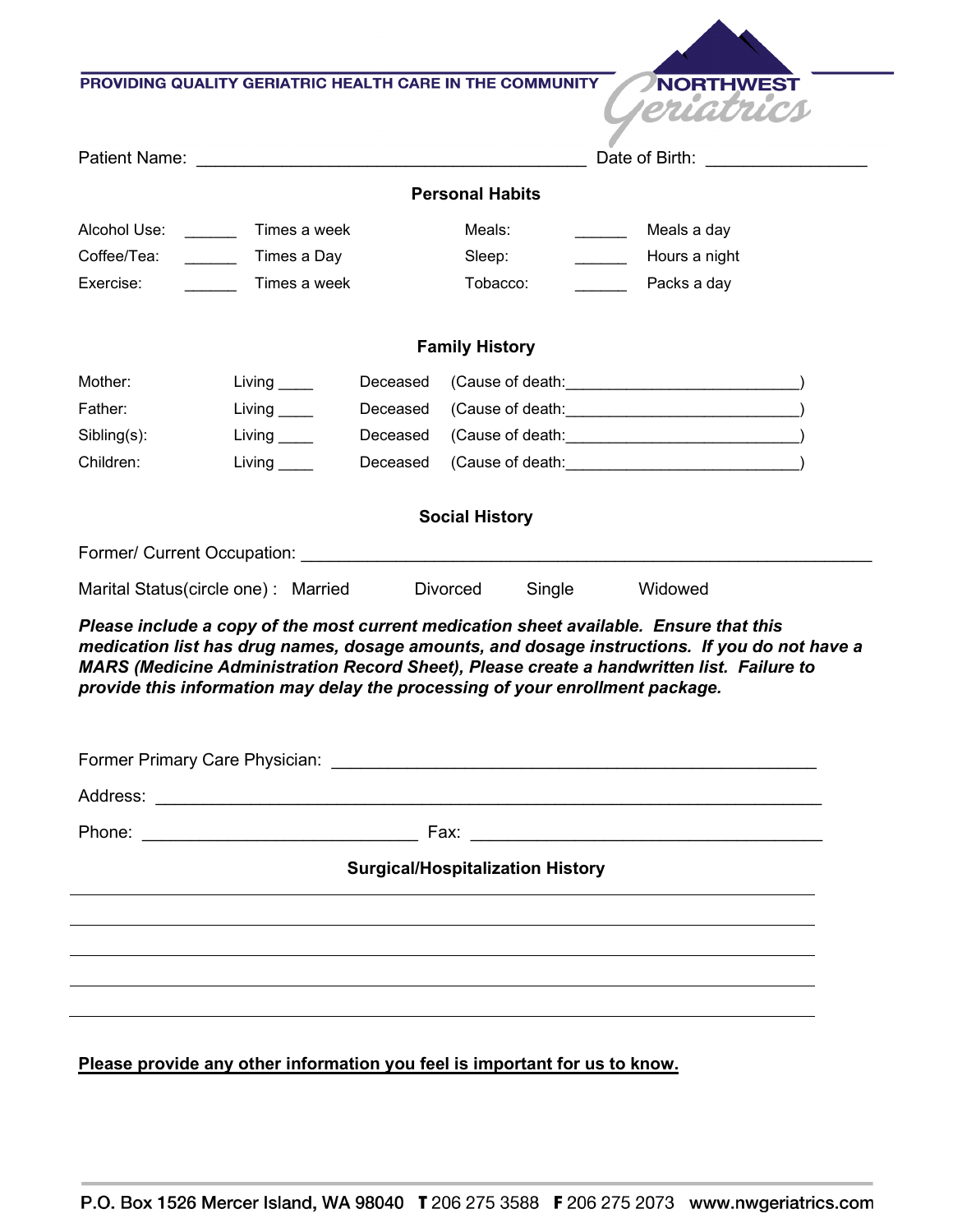PROVIDING QUALITY GERIATRIC HEALTH CARE IN THE COMMUNITY

NORTHWEST Geriatrics

Patient Name: ________________________________________ Date of Birth: ________________

## Personal Habits

| | | | | | |
|---|---|---|---|---|---|
| Alcohol Use: | ______ | Times a week | Meals: | ______ | Meals a day |
| Coffee/Tea: | ______ | Times a Day | Sleep: | ______ | Hours a night |
| Exercise: | ______ | Times a week | Tobacco: | ______ | Packs a day |

## Family History

| | | | |
|---|---|---|---|
| Mother: | Living ____ | Deceased | (Cause of death:__________________________) |
| Father: | Living ____ | Deceased | (Cause of death:__________________________) |
| Sibling(s): | Living ____ | Deceased | (Cause of death:__________________________) |
| Children: | Living ____ | Deceased | (Cause of death:__________________________) |

## Social History

Former/ Current Occupation: ____________________________________________________________

Marital Status(circle one) : Married Divorced Single Widowed

***Please include a copy of the most current medication sheet available. Ensure that this medication list has drug names, dosage amounts, and dosage instructions. If you do not have a MARS (Medicine Administration Record Sheet), Please create a handwritten list. Failure to provide this information may delay the processing of your enrollment package.***

Former Primary Care Physician: ________________________________________________

Address: ______________________________________________________________________

Phone: ____________________________ Fax: ____________________________________

## Surgical/Hospitalization History

______________________________________________________________________________

______________________________________________________________________________

______________________________________________________________________________

______________________________________________________________________________

______________________________________________________________________________

**Please provide any other information you feel is important for us to know.**

P.O. Box 1526 Mercer Island, WA 98040 T 206 275 3588 F 206 275 2073 www.nwgeriatrics.com